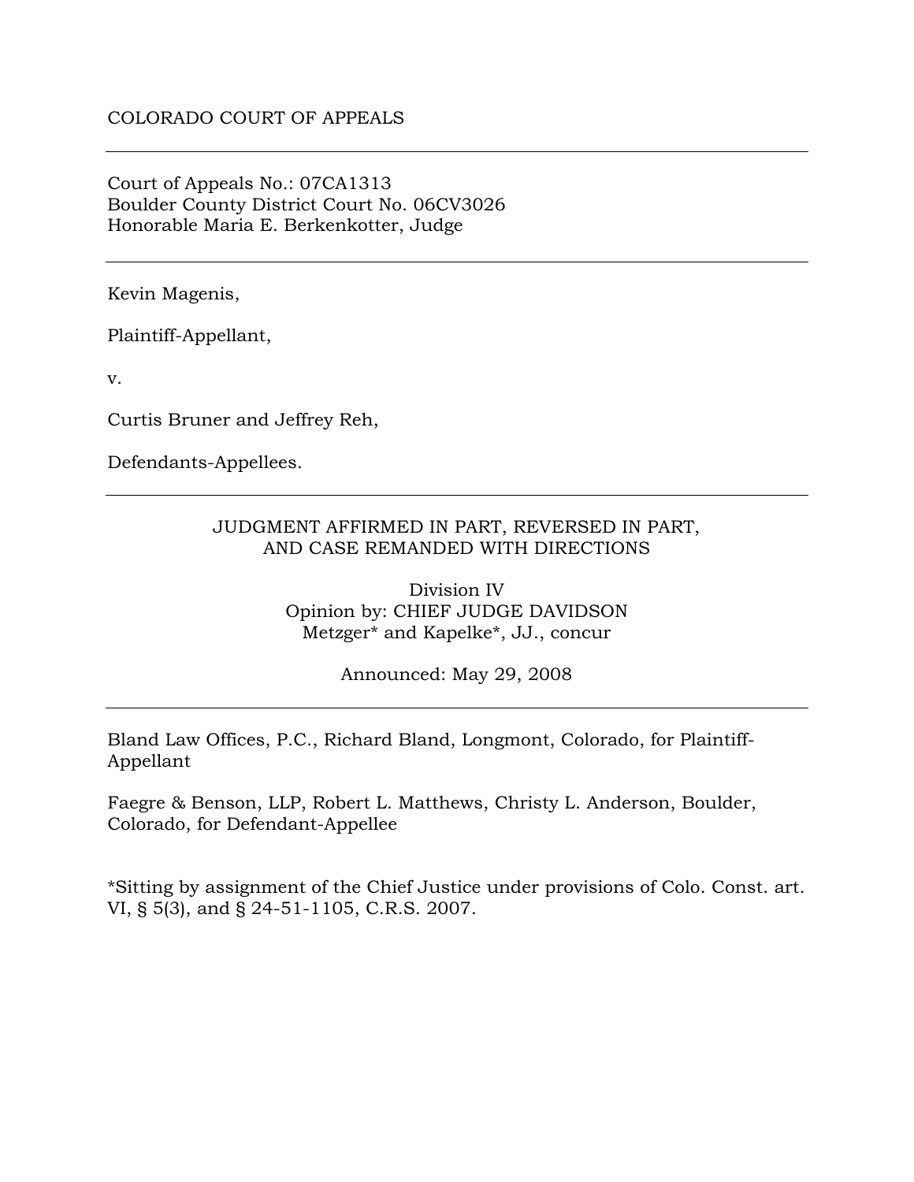COLORADO COURT OF APPEALS

---

Court of Appeals No.: 07CA1313
Boulder County District Court No. 06CV3026
Honorable Maria E. Berkenkotter, Judge

---

Kevin Magenis,

Plaintiff-Appellant,

v.

Curtis Bruner and Jeffrey Reh,

Defendants-Appellees.

---

JUDGMENT AFFIRMED IN PART, REVERSED IN PART,
AND CASE REMANDED WITH DIRECTIONS

Division IV
Opinion by: CHIEF JUDGE DAVIDSON
Metzger* and Kapelke*, JJ., concur

Announced: May 29, 2008

---

Bland Law Offices, P.C., Richard Bland, Longmont, Colorado, for Plaintiff-Appellant

Faegre & Benson, LLP, Robert L. Matthews, Christy L. Anderson, Boulder, Colorado, for Defendant-Appellee

*Sitting by assignment of the Chief Justice under provisions of Colo. Const. art. VI, § 5(3), and § 24-51-1105, C.R.S. 2007.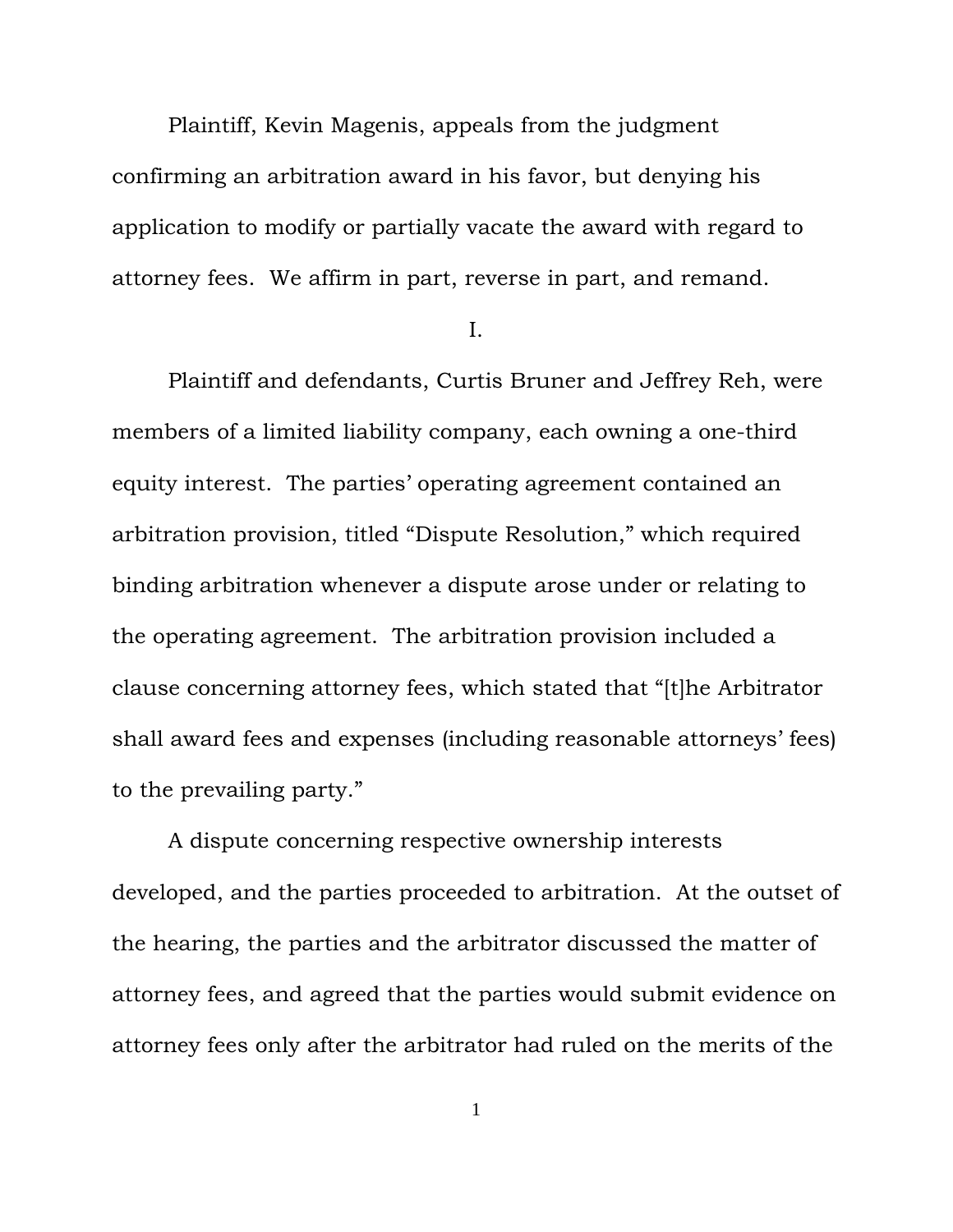Plaintiff, Kevin Magenis, appeals from the judgment confirming an arbitration award in his favor, but denying his application to modify or partially vacate the award with regard to attorney fees. We affirm in part, reverse in part, and remand.

## I.

Plaintiff and defendants, Curtis Bruner and Jeffrey Reh, were members of a limited liability company, each owning a one-third equity interest. The parties' operating agreement contained an arbitration provision, titled "Dispute Resolution," which required binding arbitration whenever a dispute arose under or relating to the operating agreement. The arbitration provision included a clause concerning attorney fees, which stated that "[t]he Arbitrator shall award fees and expenses (including reasonable attorneys' fees) to the prevailing party."

A dispute concerning respective ownership interests developed, and the parties proceeded to arbitration. At the outset of the hearing, the parties and the arbitrator discussed the matter of attorney fees, and agreed that the parties would submit evidence on attorney fees only after the arbitrator had ruled on the merits of the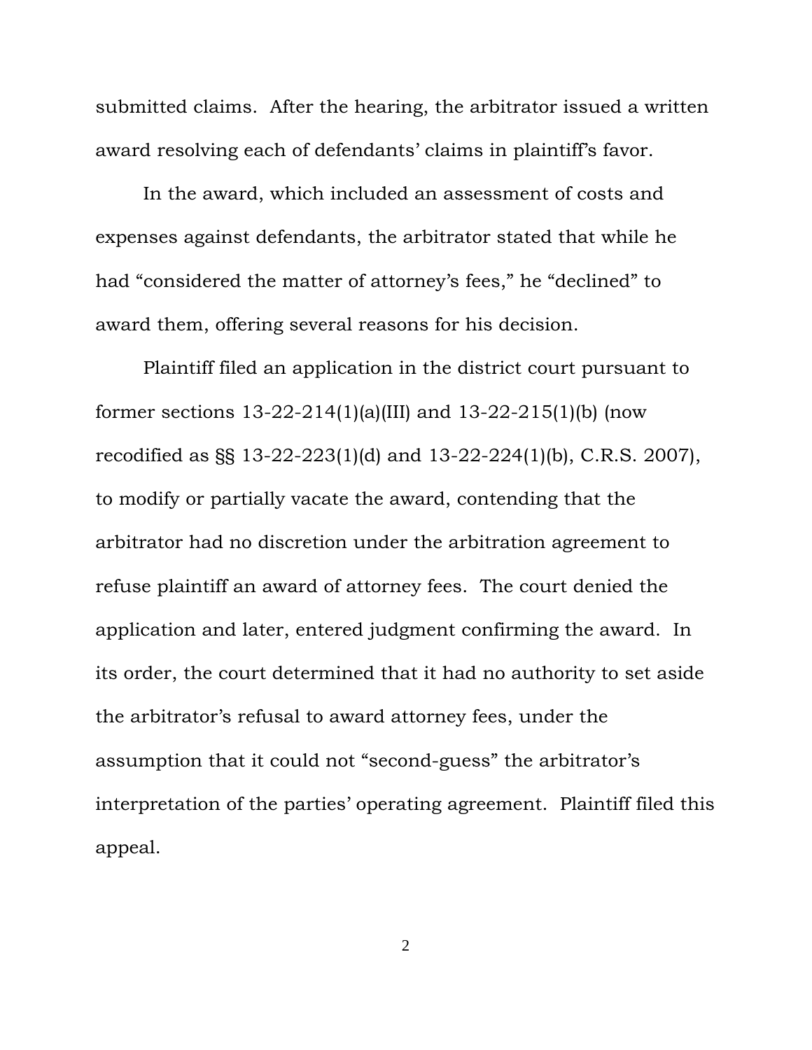submitted claims. After the hearing, the arbitrator issued a written award resolving each of defendants' claims in plaintiff's favor.

In the award, which included an assessment of costs and expenses against defendants, the arbitrator stated that while he had "considered the matter of attorney's fees," he "declined" to award them, offering several reasons for his decision.

Plaintiff filed an application in the district court pursuant to former sections 13-22-214(1)(a)(III) and 13-22-215(1)(b) (now recodified as §§ 13-22-223(1)(d) and 13-22-224(1)(b), C.R.S. 2007), to modify or partially vacate the award, contending that the arbitrator had no discretion under the arbitration agreement to refuse plaintiff an award of attorney fees. The court denied the application and later, entered judgment confirming the award. In its order, the court determined that it had no authority to set aside the arbitrator's refusal to award attorney fees, under the assumption that it could not "second-guess" the arbitrator's interpretation of the parties' operating agreement. Plaintiff filed this appeal.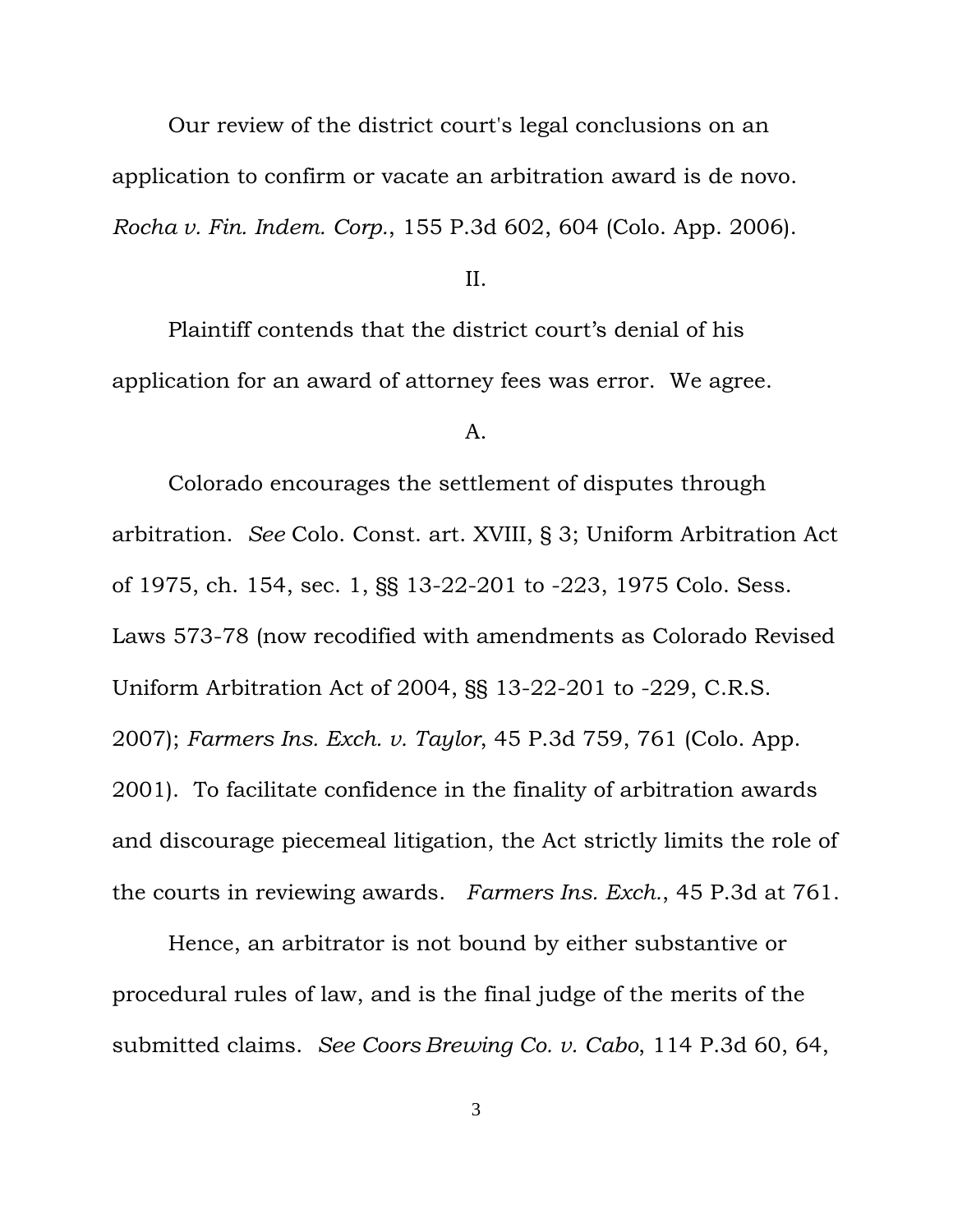Our review of the district court's legal conclusions on an application to confirm or vacate an arbitration award is de novo. *Rocha v. Fin. Indem. Corp.*, 155 P.3d 602, 604 (Colo. App. 2006).

II.

Plaintiff contends that the district court's denial of his application for an award of attorney fees was error. We agree.

A.

Colorado encourages the settlement of disputes through arbitration. *See* Colo. Const. art. XVIII, § 3; Uniform Arbitration Act of 1975, ch. 154, sec. 1, §§ 13-22-201 to -223, 1975 Colo. Sess. Laws 573-78 (now recodified with amendments as Colorado Revised Uniform Arbitration Act of 2004, §§ 13-22-201 to -229, C.R.S. 2007); *Farmers Ins. Exch. v. Taylor*, 45 P.3d 759, 761 (Colo. App. 2001). To facilitate confidence in the finality of arbitration awards and discourage piecemeal litigation, the Act strictly limits the role of the courts in reviewing awards. *Farmers Ins. Exch.*, 45 P.3d at 761.

Hence, an arbitrator is not bound by either substantive or procedural rules of law, and is the final judge of the merits of the submitted claims. *See Coors Brewing Co. v. Cabo*, 114 P.3d 60, 64,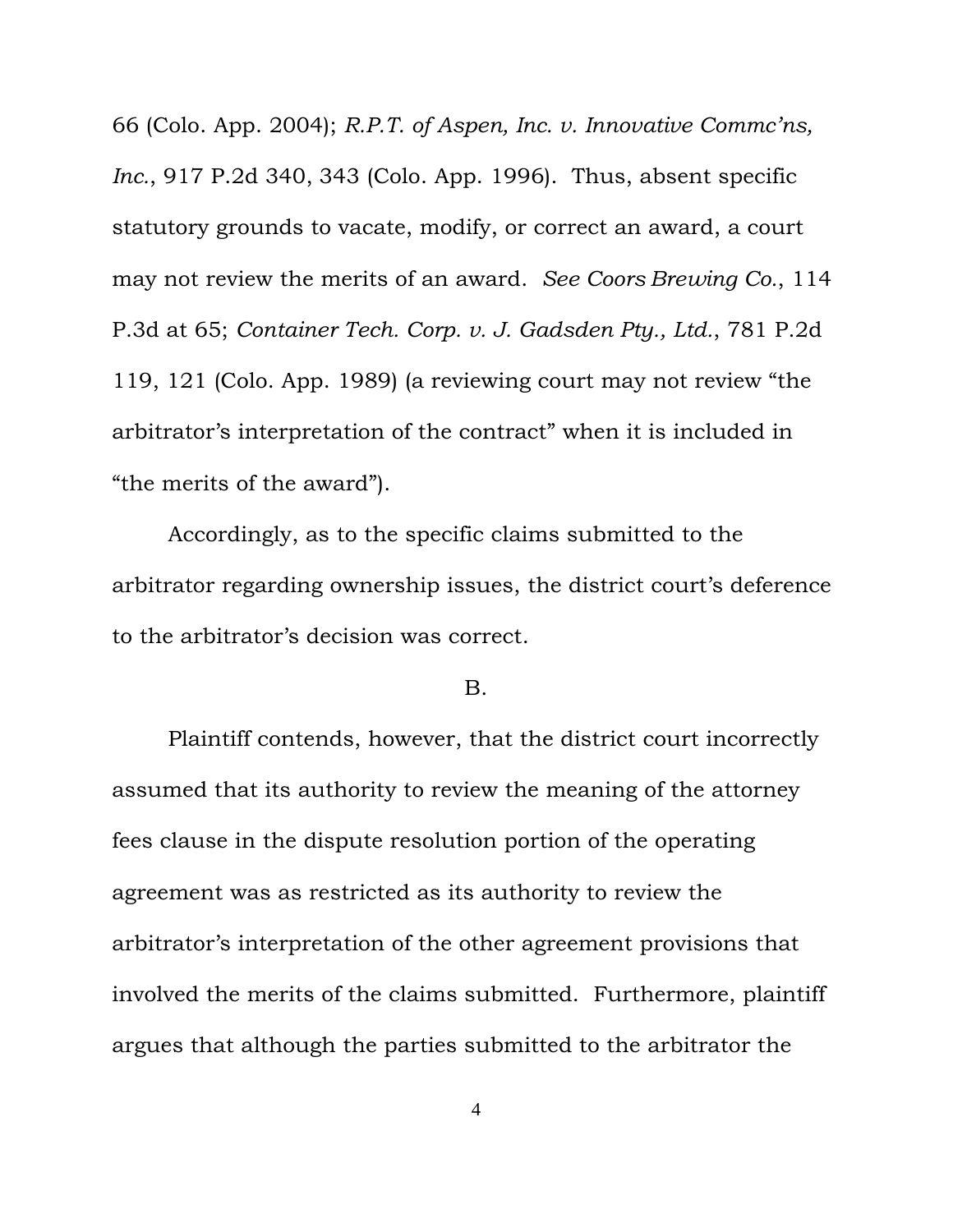66 (Colo. App. 2004); *R.P.T. of Aspen, Inc. v. Innovative Commc'ns, Inc.*, 917 P.2d 340, 343 (Colo. App. 1996). Thus, absent specific statutory grounds to vacate, modify, or correct an award, a court may not review the merits of an award. *See Coors Brewing Co.*, 114 P.3d at 65; *Container Tech. Corp. v. J. Gadsden Pty., Ltd.*, 781 P.2d 119, 121 (Colo. App. 1989) (a reviewing court may not review "the arbitrator's interpretation of the contract" when it is included in "the merits of the award").

Accordingly, as to the specific claims submitted to the arbitrator regarding ownership issues, the district court's deference to the arbitrator's decision was correct.

B.

Plaintiff contends, however, that the district court incorrectly assumed that its authority to review the meaning of the attorney fees clause in the dispute resolution portion of the operating agreement was as restricted as its authority to review the arbitrator's interpretation of the other agreement provisions that involved the merits of the claims submitted. Furthermore, plaintiff argues that although the parties submitted to the arbitrator the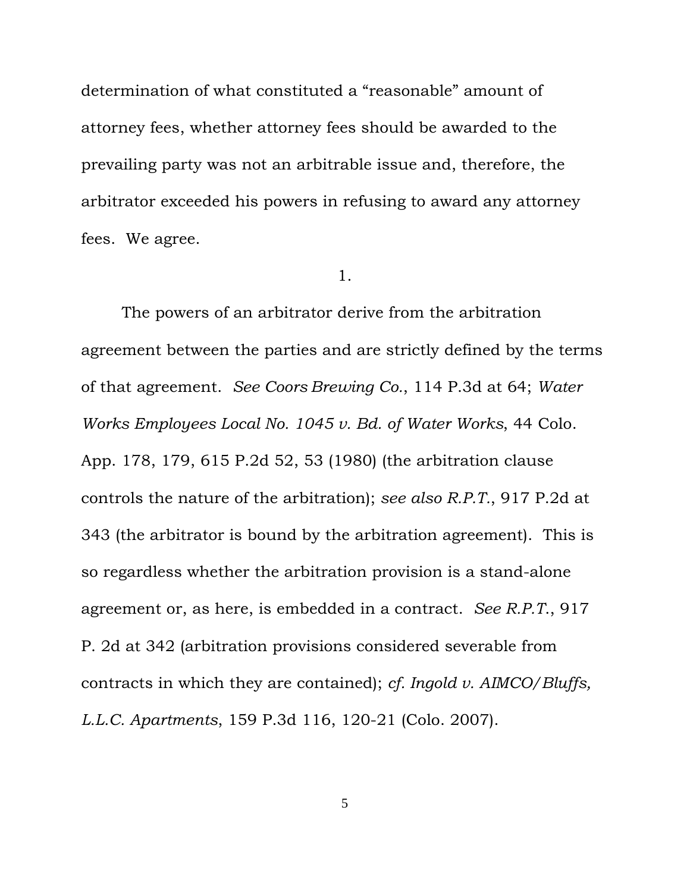determination of what constituted a "reasonable" amount of attorney fees, whether attorney fees should be awarded to the prevailing party was not an arbitrable issue and, therefore, the arbitrator exceeded his powers in refusing to award any attorney fees. We agree.

1.

The powers of an arbitrator derive from the arbitration agreement between the parties and are strictly defined by the terms of that agreement. *See Coors Brewing Co.*, 114 P.3d at 64; *Water Works Employees Local No. 1045 v. Bd. of Water Works*, 44 Colo. App. 178, 179, 615 P.2d 52, 53 (1980) (the arbitration clause controls the nature of the arbitration); *see also R.P.T.*, 917 P.2d at 343 (the arbitrator is bound by the arbitration agreement). This is so regardless whether the arbitration provision is a stand-alone agreement or, as here, is embedded in a contract. *See R.P.T.*, 917 P. 2d at 342 (arbitration provisions considered severable from contracts in which they are contained); *cf. Ingold v. AIMCO/Bluffs, L.L.C. Apartments*, 159 P.3d 116, 120-21 (Colo. 2007).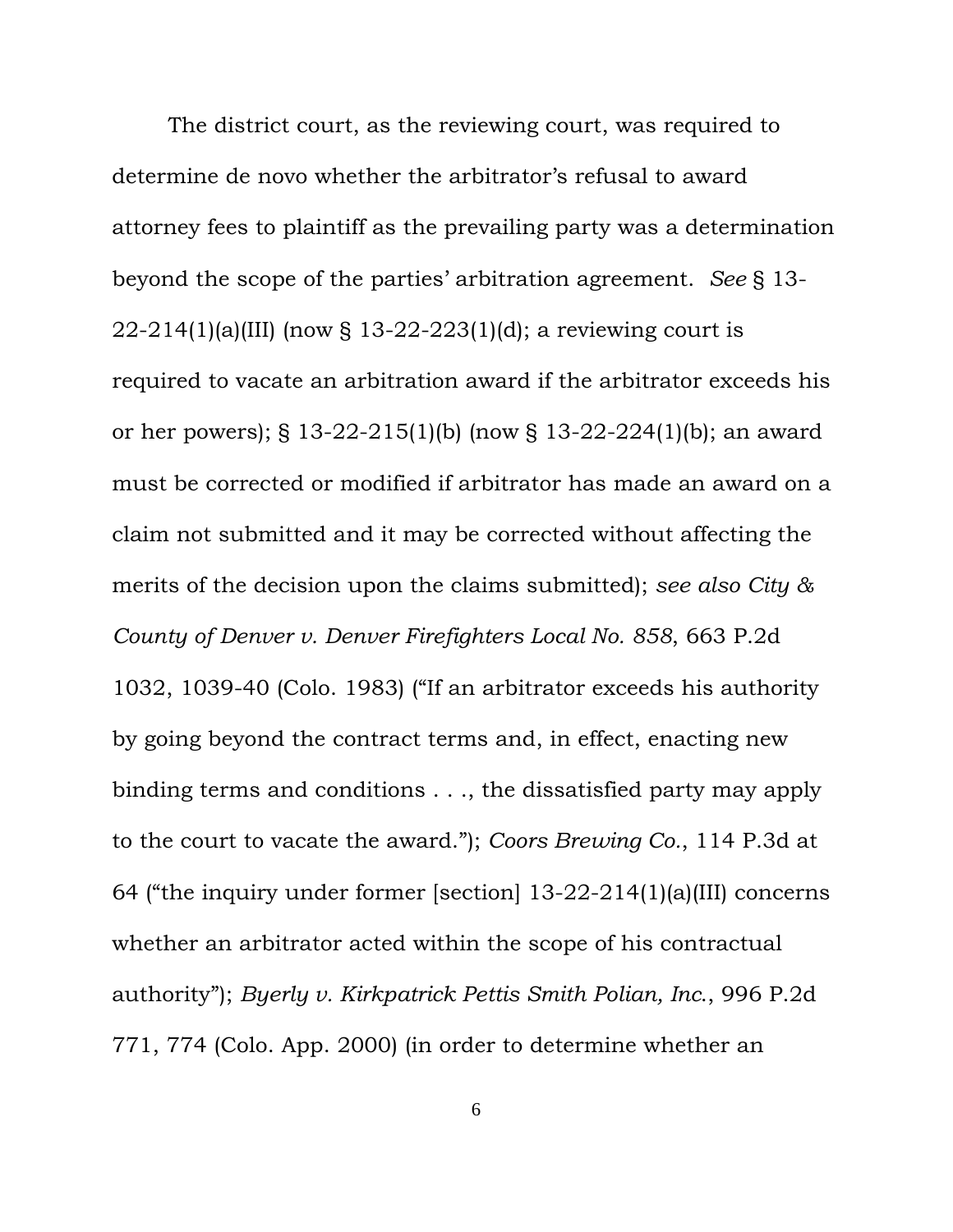The district court, as the reviewing court, was required to determine de novo whether the arbitrator's refusal to award attorney fees to plaintiff as the prevailing party was a determination beyond the scope of the parties' arbitration agreement. *See* § 13-22-214(1)(a)(III) (now § 13-22-223(1)(d); a reviewing court is required to vacate an arbitration award if the arbitrator exceeds his or her powers); § 13-22-215(1)(b) (now § 13-22-224(1)(b); an award must be corrected or modified if arbitrator has made an award on a claim not submitted and it may be corrected without affecting the merits of the decision upon the claims submitted); *see also City & County of Denver v. Denver Firefighters Local No. 858*, 663 P.2d 1032, 1039-40 (Colo. 1983) ("If an arbitrator exceeds his authority by going beyond the contract terms and, in effect, enacting new binding terms and conditions . . ., the dissatisfied party may apply to the court to vacate the award."); *Coors Brewing Co.*, 114 P.3d at 64 ("the inquiry under former [section] 13-22-214(1)(a)(III) concerns whether an arbitrator acted within the scope of his contractual authority"); *Byerly v. Kirkpatrick Pettis Smith Polian, Inc.*, 996 P.2d 771, 774 (Colo. App. 2000) (in order to determine whether an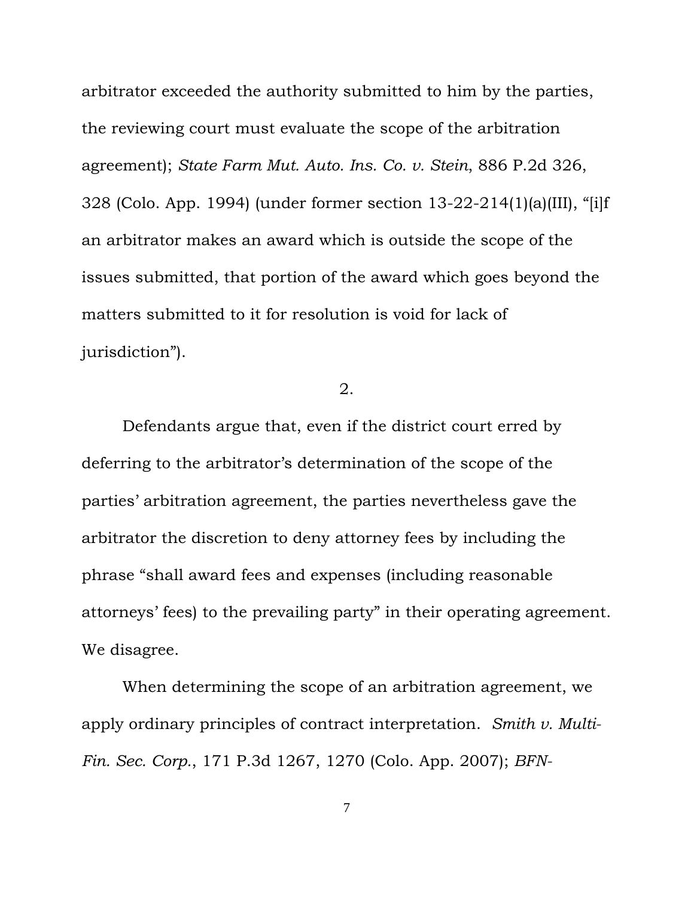arbitrator exceeded the authority submitted to him by the parties, the reviewing court must evaluate the scope of the arbitration agreement); *State Farm Mut. Auto. Ins. Co. v. Stein*, 886 P.2d 326, 328 (Colo. App. 1994) (under former section 13-22-214(1)(a)(III), "[i]f an arbitrator makes an award which is outside the scope of the issues submitted, that portion of the award which goes beyond the matters submitted to it for resolution is void for lack of jurisdiction").

2.

Defendants argue that, even if the district court erred by deferring to the arbitrator's determination of the scope of the parties' arbitration agreement, the parties nevertheless gave the arbitrator the discretion to deny attorney fees by including the phrase "shall award fees and expenses (including reasonable attorneys' fees) to the prevailing party" in their operating agreement. We disagree.

When determining the scope of an arbitration agreement, we apply ordinary principles of contract interpretation. *Smith v. Multi-Fin. Sec. Corp.*, 171 P.3d 1267, 1270 (Colo. App. 2007); *BFN-*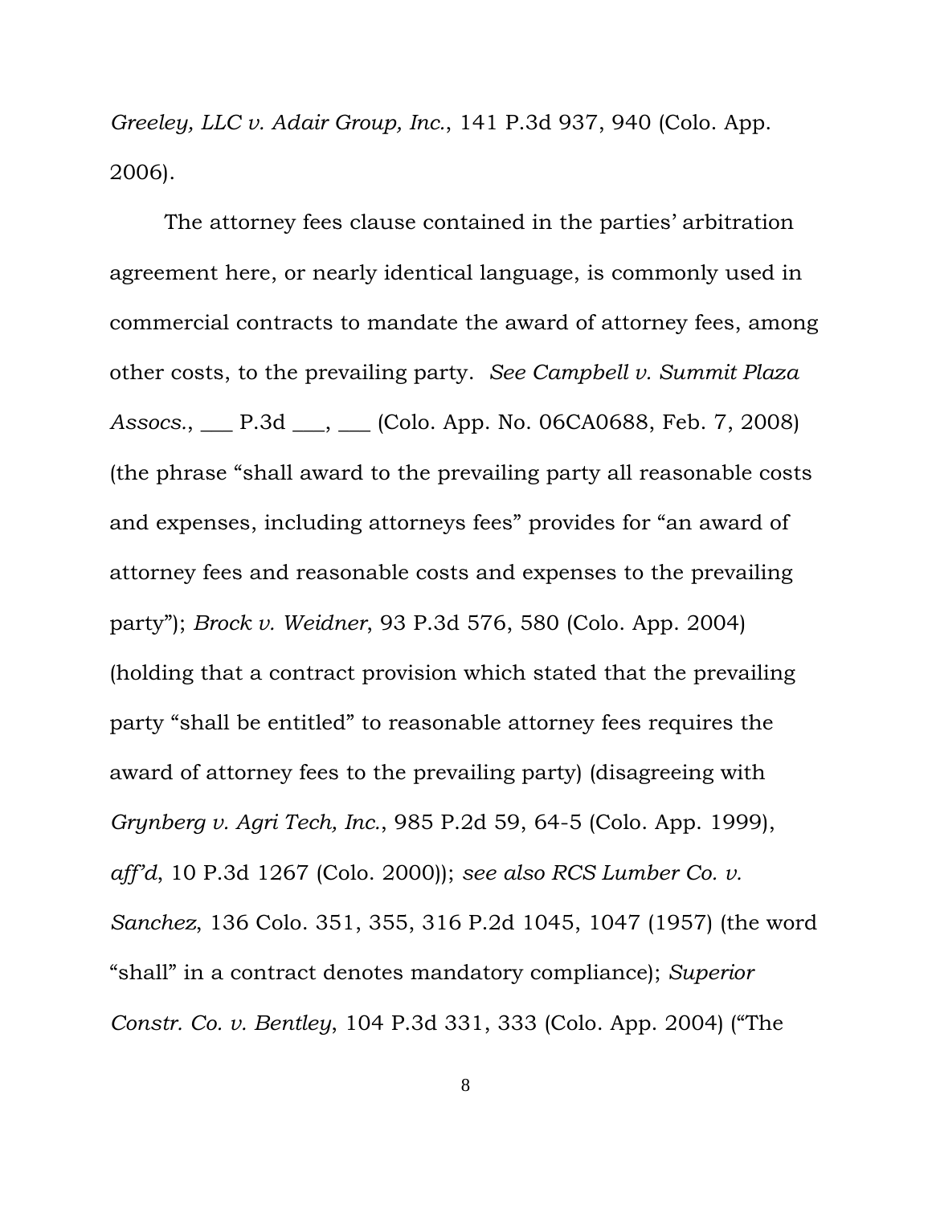*Greeley, LLC v. Adair Group, Inc.*, 141 P.3d 937, 940 (Colo. App. 2006).

The attorney fees clause contained in the parties' arbitration agreement here, or nearly identical language, is commonly used in commercial contracts to mandate the award of attorney fees, among other costs, to the prevailing party. *See Campbell v. Summit Plaza Assocs.*, ___ P.3d ___, ___ (Colo. App. No. 06CA0688, Feb. 7, 2008) (the phrase "shall award to the prevailing party all reasonable costs and expenses, including attorneys fees" provides for "an award of attorney fees and reasonable costs and expenses to the prevailing party"); *Brock v. Weidner*, 93 P.3d 576, 580 (Colo. App. 2004) (holding that a contract provision which stated that the prevailing party "shall be entitled" to reasonable attorney fees requires the award of attorney fees to the prevailing party) (disagreeing with *Grynberg v. Agri Tech, Inc.*, 985 P.2d 59, 64-5 (Colo. App. 1999), *aff'd*, 10 P.3d 1267 (Colo. 2000)); *see also RCS Lumber Co. v. Sanchez*, 136 Colo. 351, 355, 316 P.2d 1045, 1047 (1957) (the word "shall" in a contract denotes mandatory compliance); *Superior Constr. Co. v. Bentley*, 104 P.3d 331, 333 (Colo. App. 2004) ("The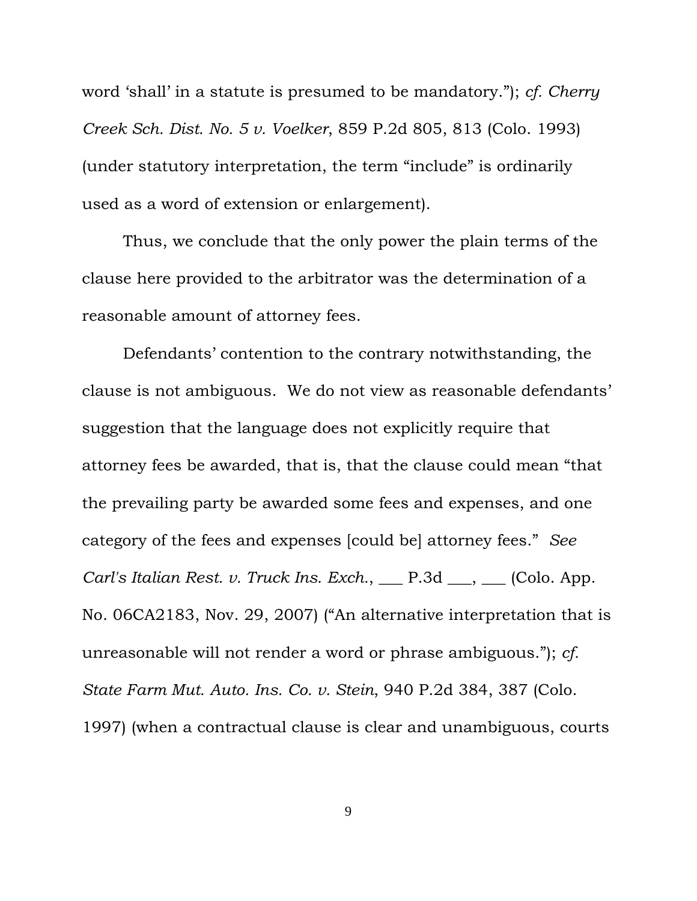word 'shall' in a statute is presumed to be mandatory."); *cf. Cherry Creek Sch. Dist. No. 5 v. Voelker*, 859 P.2d 805, 813 (Colo. 1993) (under statutory interpretation, the term "include" is ordinarily used as a word of extension or enlargement).

Thus, we conclude that the only power the plain terms of the clause here provided to the arbitrator was the determination of a reasonable amount of attorney fees.

Defendants' contention to the contrary notwithstanding, the clause is not ambiguous. We do not view as reasonable defendants' suggestion that the language does not explicitly require that attorney fees be awarded, that is, that the clause could mean "that the prevailing party be awarded some fees and expenses, and one category of the fees and expenses [could be] attorney fees." *See Carl's Italian Rest. v. Truck Ins. Exch.*, ___ P.3d ___, ___ (Colo. App. No. 06CA2183, Nov. 29, 2007) ("An alternative interpretation that is unreasonable will not render a word or phrase ambiguous."); *cf. State Farm Mut. Auto. Ins. Co. v. Stein*, 940 P.2d 384, 387 (Colo. 1997) (when a contractual clause is clear and unambiguous, courts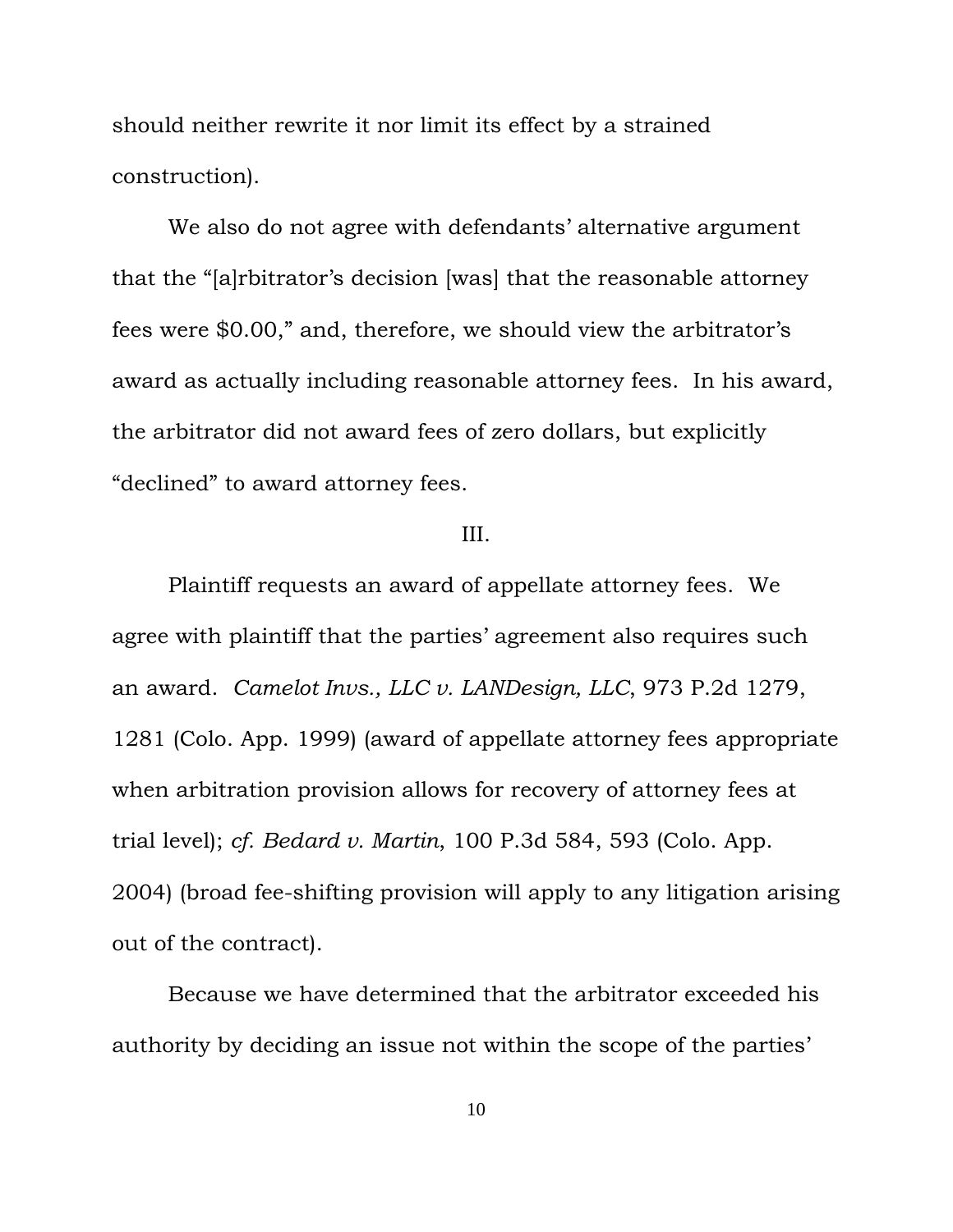should neither rewrite it nor limit its effect by a strained construction).

We also do not agree with defendants' alternative argument that the "[a]rbitrator's decision [was] that the reasonable attorney fees were $0.00," and, therefore, we should view the arbitrator's award as actually including reasonable attorney fees. In his award, the arbitrator did not award fees of zero dollars, but explicitly "declined" to award attorney fees.

III.

Plaintiff requests an award of appellate attorney fees. We agree with plaintiff that the parties' agreement also requires such an award. *Camelot Invs., LLC v. LANDesign, LLC*, 973 P.2d 1279, 1281 (Colo. App. 1999) (award of appellate attorney fees appropriate when arbitration provision allows for recovery of attorney fees at trial level); *cf. Bedard v. Martin*, 100 P.3d 584, 593 (Colo. App. 2004) (broad fee-shifting provision will apply to any litigation arising out of the contract).

Because we have determined that the arbitrator exceeded his authority by deciding an issue not within the scope of the parties'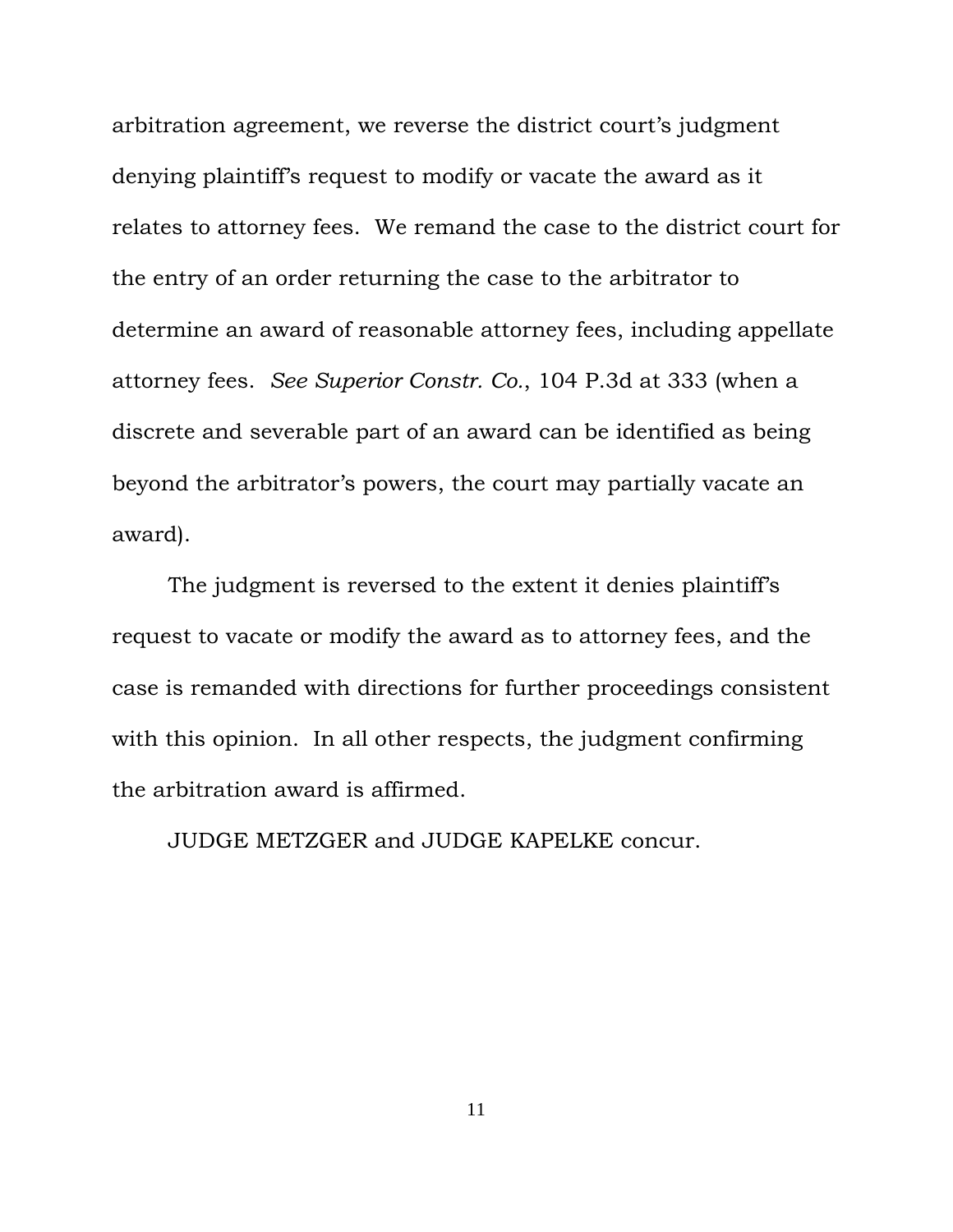arbitration agreement, we reverse the district court's judgment denying plaintiff's request to modify or vacate the award as it relates to attorney fees. We remand the case to the district court for the entry of an order returning the case to the arbitrator to determine an award of reasonable attorney fees, including appellate attorney fees. *See Superior Constr. Co.*, 104 P.3d at 333 (when a discrete and severable part of an award can be identified as being beyond the arbitrator's powers, the court may partially vacate an award).

The judgment is reversed to the extent it denies plaintiff's request to vacate or modify the award as to attorney fees, and the case is remanded with directions for further proceedings consistent with this opinion. In all other respects, the judgment confirming the arbitration award is affirmed.

JUDGE METZGER and JUDGE KAPELKE concur.